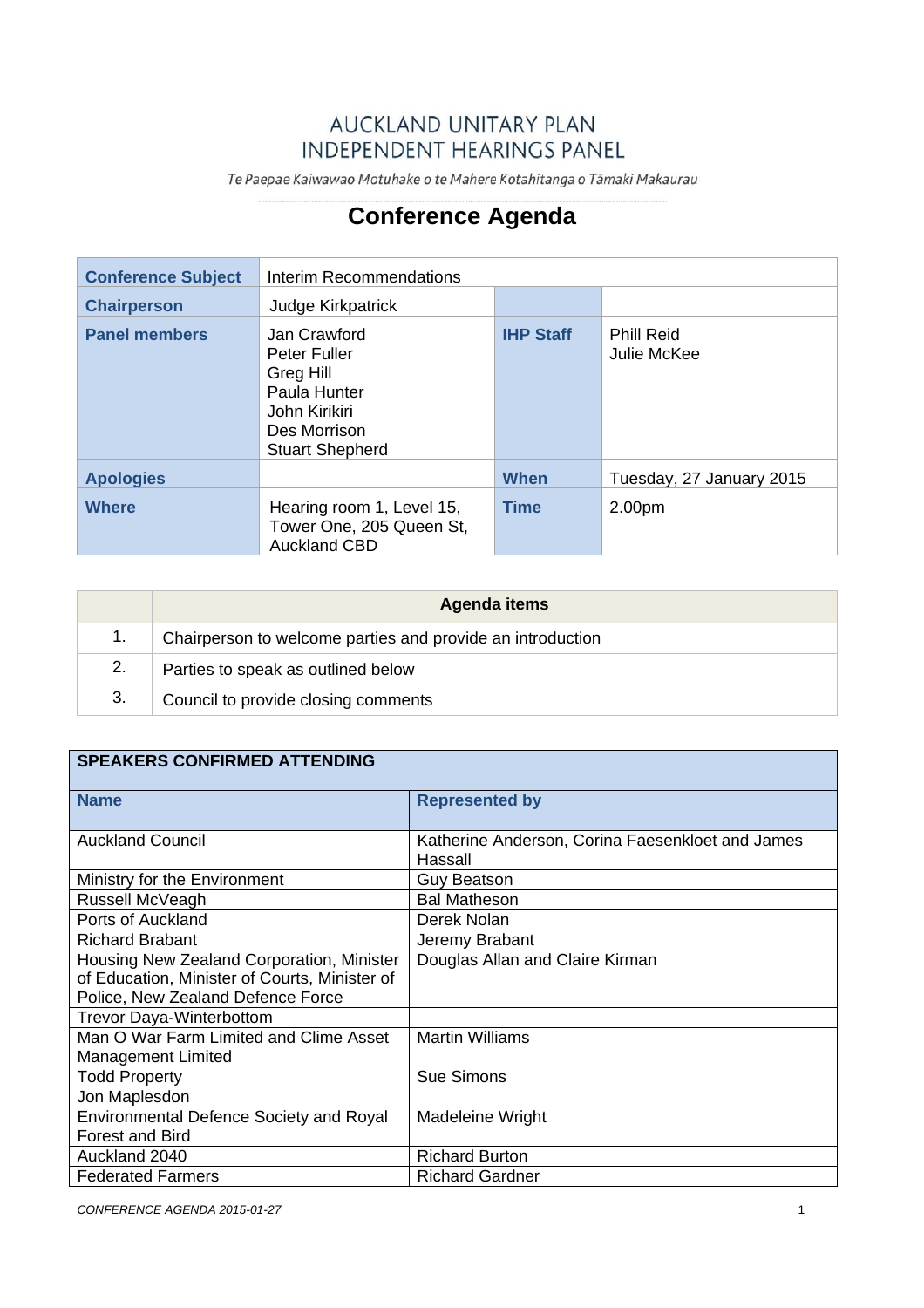# AUCKLAND UNITARY PLAN INDEPENDENT HEARINGS PANEL

*Te Paepae Kaiwawao Motuhake o te Mahere Kotahitanga o Tāmaki Makaurau*

## Conference Agenda

| | | | |
|---|---|---|---|
| **Conference Subject** | Interim Recommendations | | |
| **Chairperson** | Judge Kirkpatrick | | |
| **Panel members** | Jan Crawford<br>Peter Fuller<br>Greg Hill<br>Paula Hunter<br>John Kirikiri<br>Des Morrison<br>Stuart Shepherd | **IHP Staff** | Phill Reid<br>Julie McKee |
| **Apologies** | | **When** | Tuesday, 27 January 2015 |
| **Where** | Hearing room 1, Level 15, Tower One, 205 Queen St, Auckland CBD | **Time** | 2.00pm |

| | Agenda items |
|---|---|
| 1. | Chairperson to welcome parties and provide an introduction |
| 2. | Parties to speak as outlined below |
| 3. | Council to provide closing comments |

| SPEAKERS CONFIRMED ATTENDING | |
|---|---|
| **Name** | **Represented by** |
| Auckland Council | Katherine Anderson, Corina Faesenkloet and James Hassall |
| Ministry for the Environment | Guy Beatson |
| Russell McVeagh | Bal Matheson |
| Ports of Auckland | Derek Nolan |
| Richard Brabant | Jeremy Brabant |
| Housing New Zealand Corporation, Minister of Education, Minister of Courts, Minister of Police, New Zealand Defence Force | Douglas Allan and Claire Kirman |
| Trevor Daya-Winterbottom | |
| Man O War Farm Limited and Clime Asset Management Limited | Martin Williams |
| Todd Property | Sue Simons |
| Jon Maplesdon | |
| Environmental Defence Society and Royal Forest and Bird | Madeleine Wright |
| Auckland 2040 | Richard Burton |
| Federated Farmers | Richard Gardner |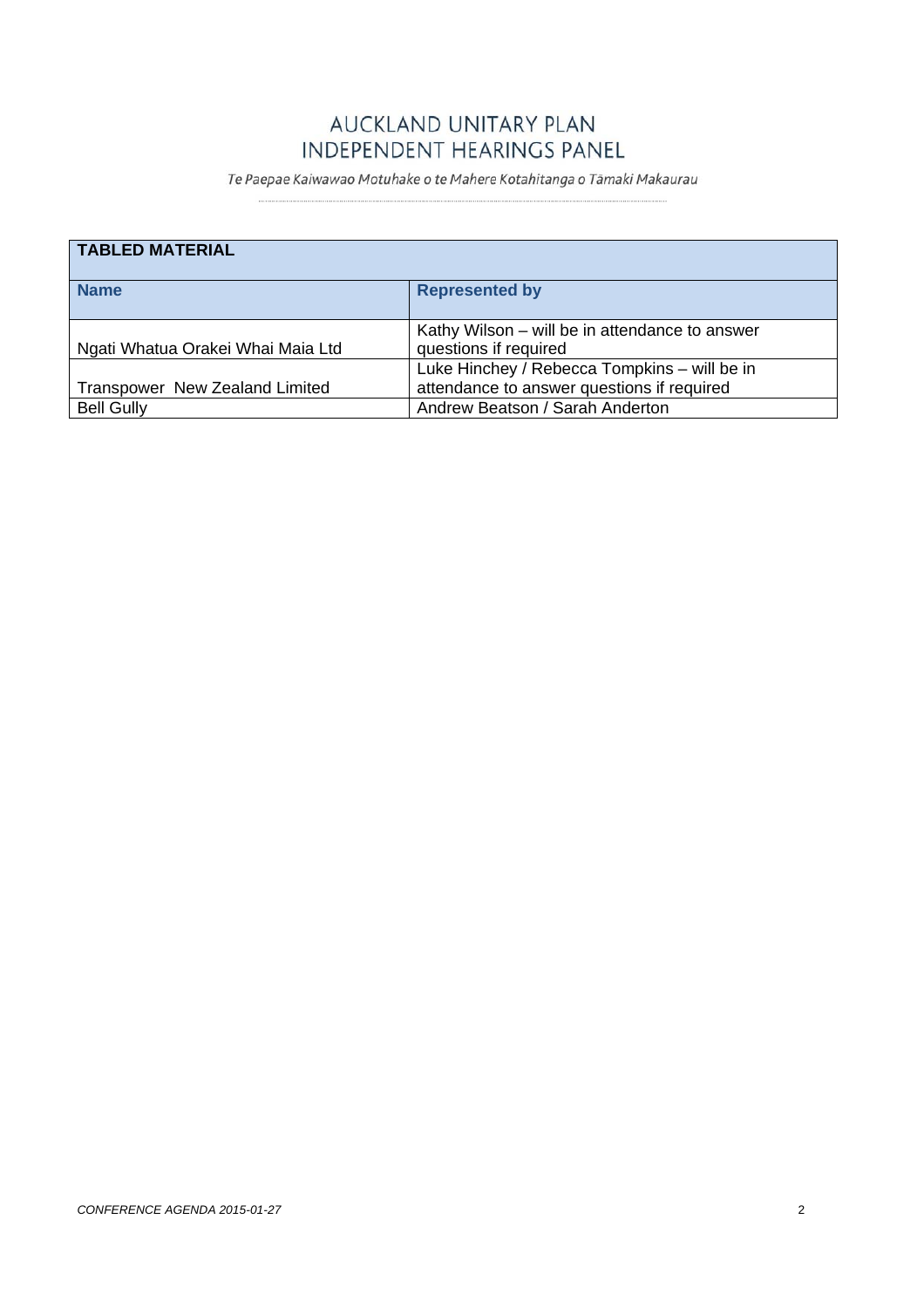# AUCKLAND UNITARY PLAN INDEPENDENT HEARINGS PANEL

*Te Paepae Kaiwawao Motuhake o te Mahere Kotahitanga o Tāmaki Makaurau*

| TABLED MATERIAL | |
|---|---|
| **Name** | **Represented by** |
| Ngati Whatua Orakei Whai Maia Ltd | Kathy Wilson – will be in attendance to answer questions if required |
| Transpower New Zealand Limited | Luke Hinchey / Rebecca Tompkins – will be in attendance to answer questions if required |
| Bell Gully | Andrew Beatson / Sarah Anderton |